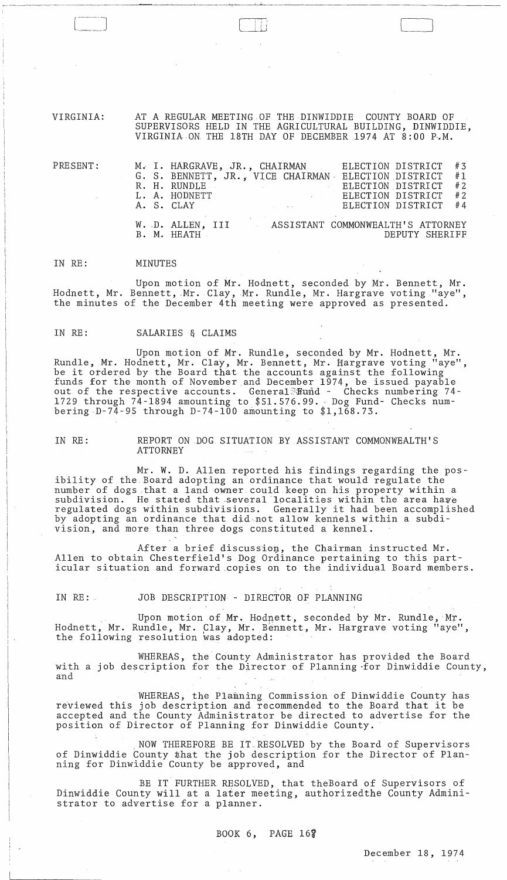VIRGINIA: AT A REGULAR MEETING OF THE DINWIDDIE COUNTY BOARD OF SUPERVISORS HELD IN THE AGRICULTURAL BUILDING, DINWIDDIE, VIRGINIA ON THE 18TH DAY OF DECEMBER 1974 AT 8:00 P.M.

| PRESENT: | | |
|---|---|---|
| | M. I. HARGRAVE, JR., CHAIRMAN | ELECTION DISTRICT #3 |
| | G. S. BENNETT, JR., VICE CHAIRMAN | ELECTION DISTRICT #1 |
| | R. H. RUNDLE | ELECTION DISTRICT #2 |
| | L. A. HODNETT | ELECTION DISTRICT #2 |
| | A. S. CLAY | ELECTION DISTRICT #4 |
| | W. D. ALLEN, III | ASSISTANT COMMONWEALTH'S ATTORNEY |
| | B. M. HEATH | DEPUTY SHERIFF |

IN RE: MINUTES

Upon motion of Mr. Hodnett, seconded by Mr. Bennett, Mr. Hodnett, Mr. Bennett, Mr. Clay, Mr. Rundle, Mr. Hargrave voting "aye", the minutes of the December 4th meeting were approved as presented.

IN RE: SALARIES & CLAIMS

Upon motion of Mr. Rundle, seconded by Mr. Hodnett, Mr. Rundle, Mr. Hodnett, Mr. Clay, Mr. Bennett, Mr. Hargrave voting "aye", be it ordered by the Board that the accounts against the following funds for the month of November and December 1974, be issued payable out of the respective accounts. General Fund - Checks numbering 74-1729 through 74-1894 amounting to $51.576.99. Dog Fund- Checks numbering D-74-95 through D-74-100 amounting to $1,168.73.

IN RE: REPORT ON DOG SITUATION BY ASSISTANT COMMONWEALTH'S ATTORNEY

Mr. W. D. Allen reported his findings regarding the possibility of the Board adopting an ordinance that would regulate the number of dogs that a land owner could keep on his property within a subdivision. He stated that several localities within the area have regulated dogs within subdivisions. Generally it had been accomplished by adopting an ordinance that did not allow kennels within a subdivision, and more than three dogs constituted a kennel.

After a brief discussion, the Chairman instructed Mr. Allen to obtain Chesterfield's Dog Ordinance pertaining to this particular situation and forward copies on to the individual Board members.

IN RE: JOB DESCRIPTION - DIRECTOR OF PLANNING

Upon motion of Mr. Hodnett, seconded by Mr. Rundle, Mr. Hodnett, Mr. Rundle, Mr. Clay, Mr. Bennett, Mr. Hargrave voting "aye", the following resolution was adopted:

WHEREAS, the County Administrator has provided the Board with a job description for the Director of Planning for Dinwiddie County, and

WHEREAS, the Planning Commission of Dinwiddie County has reviewed this job description and recommended to the Board that it be accepted and the County Administrator be directed to advertise for the position of Director of Planning for Dinwiddie County.

NOW THEREFORE BE IT RESOLVED by the Board of Supervisors of Dinwiddie County that the job description for the Director of Planning for Dinwiddie County be approved, and

BE IT FURTHER RESOLVED, that theBoard of Supervisors of Dinwiddie County will at a later meeting, authorizedthe County Administrator to advertise for a planner.

BOOK 6, PAGE 168

December 18, 1974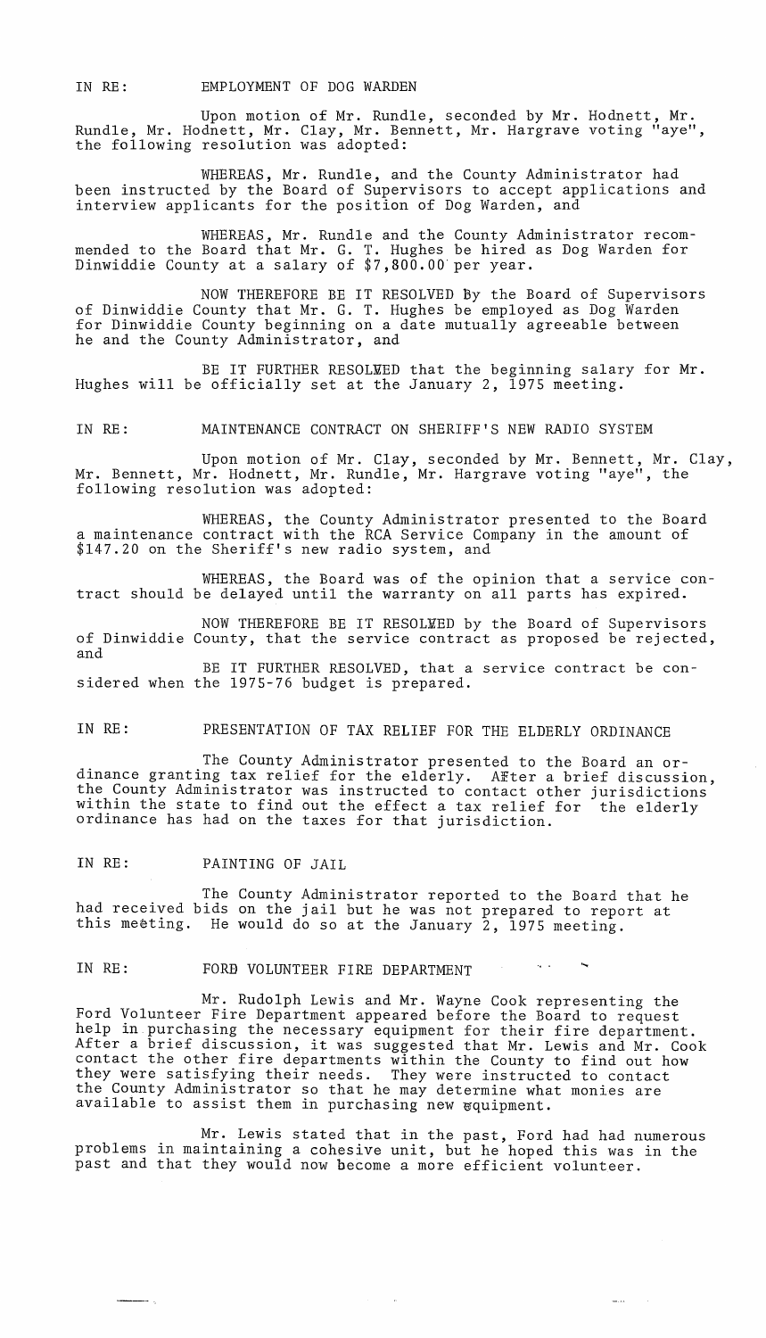IN RE: EMPLOYMENT OF DOG WARDEN

Upon motion of Mr. Rundle, seconded by Mr. Hodnett, Mr. Rundle, Mr. Hodnett, Mr. Clay, Mr. Bennett, Mr. Hargrave voting "aye", the following resolution was adopted:

WHEREAS, Mr. Rundle, and the County Administrator had been instructed by the Board of Supervisors to accept applications and interview applicants for the position of Dog Warden, and

WHEREAS, Mr. Rundle and the County Administrator recommended to the Board that Mr. G. T. Hughes be hired as Dog Warden for Dinwiddie County at a salary of $7,800.00 per year.

NOW THEREFORE BE IT RESOLVED By the Board of Supervisors of Dinwiddie County that Mr. G. T. Hughes be employed as Dog Warden for Dinwiddie County beginning on a date mutually agreeable between he and the County Administrator, and

BE IT FURTHER RESOLVED that the beginning salary for Mr. Hughes will be officially set at the January 2, 1975 meeting.

IN RE: MAINTENANCE CONTRACT ON SHERIFF'S NEW RADIO SYSTEM

Upon motion of Mr. Clay, seconded by Mr. Bennett, Mr. Clay, Mr. Bennett, Mr. Hodnett, Mr. Rundle, Mr. Hargrave voting "aye", the following resolution was adopted:

WHEREAS, the County Administrator presented to the Board a maintenance contract with the RCA Service Company in the amount of $147.20 on the Sheriff's new radio system, and

WHEREAS, the Board was of the opinion that a service contract should be delayed until the warranty on all parts has expired.

NOW THEREFORE BE IT RESOLVED by the Board of Supervisors of Dinwiddie County, that the service contract as proposed be rejected, and

BE IT FURTHER RESOLVED, that a service contract be considered when the 1975-76 budget is prepared.

IN RE: PRESENTATION OF TAX RELIEF FOR THE ELDERLY ORDINANCE

The County Administrator presented to the Board an ordinance granting tax relief for the elderly. After a brief discussion, the County Administrator was instructed to contact other jurisdictions within the state to find out the effect a tax relief for the elderly ordinance has had on the taxes for that jurisdiction.

IN RE: PAINTING OF JAIL

The County Administrator reported to the Board that he had received bids on the jail but he was not prepared to report at this meeting. He would do so at the January 2, 1975 meeting.

IN RE: FORD VOLUNTEER FIRE DEPARTMENT

Mr. Rudolph Lewis and Mr. Wayne Cook representing the Ford Volunteer Fire Department appeared before the Board to request help in purchasing the necessary equipment for their fire department. After a brief discussion, it was suggested that Mr. Lewis and Mr. Cook contact the other fire departments within the County to find out how they were satisfying their needs. They were instructed to contact the County Administrator so that he may determine what monies are available to assist them in purchasing new equipment.

Mr. Lewis stated that in the past, Ford had had numerous problems in maintaining a cohesive unit, but he hoped this was in the past and that they would now become a more efficient volunteer.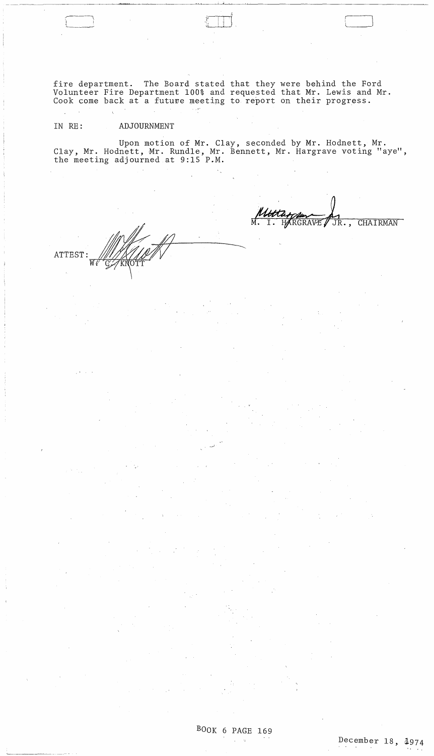fire department. The Board stated that they were behind the Ford Volunteer Fire Department 100% and requested that Mr. Lewis and Mr. Cook come back at a future meeting to report on their progress.

IN RE: ADJOURNMENT

Upon motion of Mr. Clay, seconded by Mr. Hodnett, Mr. Clay, Mr. Hodnett, Mr. Rundle, Mr. Bennett, Mr. Hargrave voting "aye", the meeting adjourned at 9:15 P.M.

M. I. HARGRAVE, JR., CHAIRMAN

ATTEST: W. C. KNOTT

BOOK 6 PAGE 169

December 18, 1974